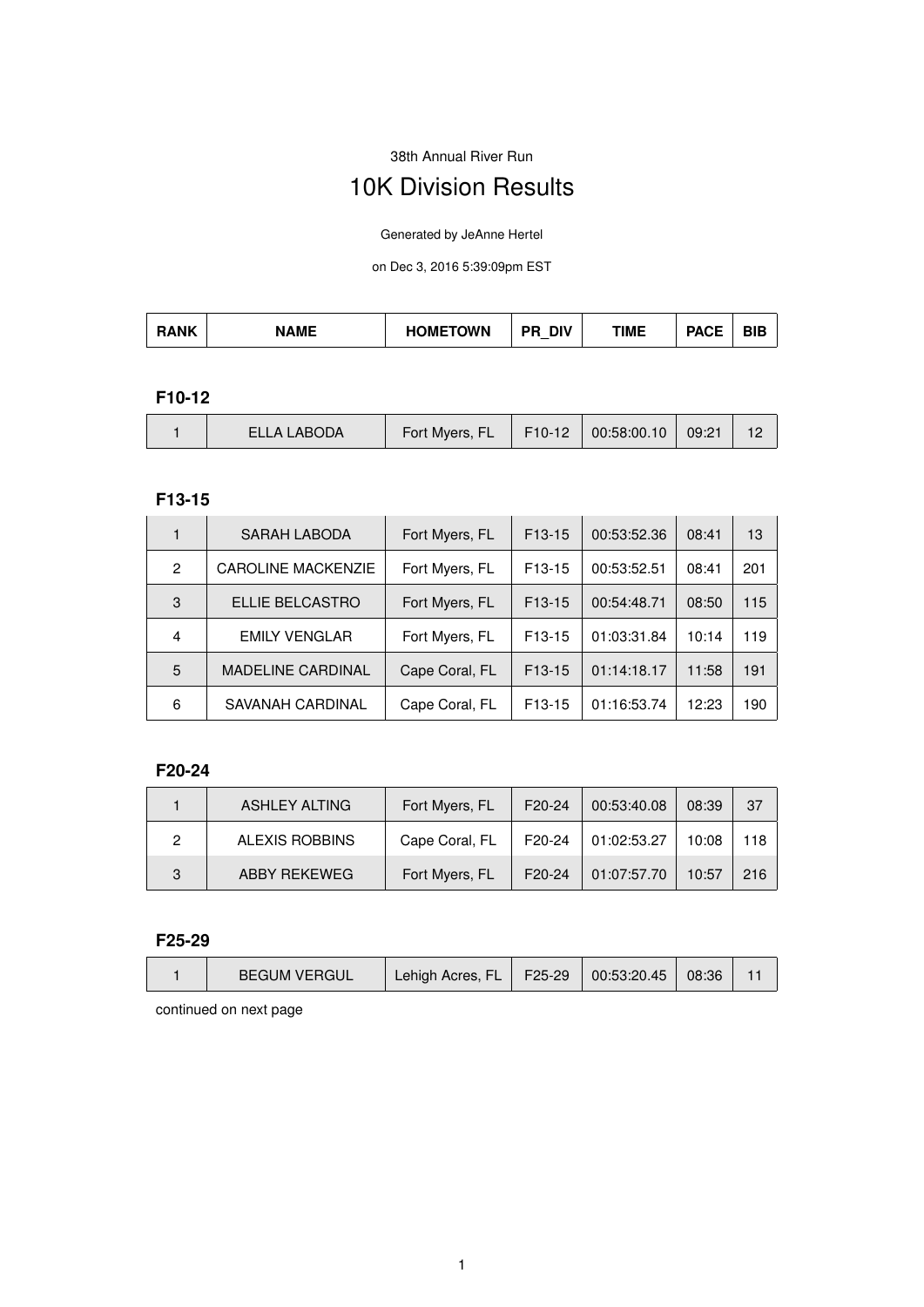38th Annual River Run

# 10K Division Results

Generated by JeAnne Hertel

on Dec 3, 2016 5:39:09pm EST

| RANK | NAME | HOMETOWN | PR_DIV | TIME | PACE | BIB |
|---|---|---|---|---|---|---|

### F10-12

| RANK | NAME | HOMETOWN | PR_DIV | TIME | PACE | BIB |
|---|---|---|---|---|---|---|
| 1 | ELLA LABODA | Fort Myers, FL | F10-12 | 00:58:00.10 | 09:21 | 12 |

### F13-15

| RANK | NAME | HOMETOWN | PR_DIV | TIME | PACE | BIB |
|---|---|---|---|---|---|---|
| 1 | SARAH LABODA | Fort Myers, FL | F13-15 | 00:53:52.36 | 08:41 | 13 |
| 2 | CAROLINE MACKENZIE | Fort Myers, FL | F13-15 | 00:53:52.51 | 08:41 | 201 |
| 3 | ELLIE BELCASTRO | Fort Myers, FL | F13-15 | 00:54:48.71 | 08:50 | 115 |
| 4 | EMILY VENGLAR | Fort Myers, FL | F13-15 | 01:03:31.84 | 10:14 | 119 |
| 5 | MADELINE CARDINAL | Cape Coral, FL | F13-15 | 01:14:18.17 | 11:58 | 191 |
| 6 | SAVANAH CARDINAL | Cape Coral, FL | F13-15 | 01:16:53.74 | 12:23 | 190 |

### F20-24

| RANK | NAME | HOMETOWN | PR_DIV | TIME | PACE | BIB |
|---|---|---|---|---|---|---|
| 1 | ASHLEY ALTING | Fort Myers, FL | F20-24 | 00:53:40.08 | 08:39 | 37 |
| 2 | ALEXIS ROBBINS | Cape Coral, FL | F20-24 | 01:02:53.27 | 10:08 | 118 |
| 3 | ABBY REKEWEG | Fort Myers, FL | F20-24 | 01:07:57.70 | 10:57 | 216 |

### F25-29

| RANK | NAME | HOMETOWN | PR_DIV | TIME | PACE | BIB |
|---|---|---|---|---|---|---|
| 1 | BEGUM VERGUL | Lehigh Acres, FL | F25-29 | 00:53:20.45 | 08:36 | 11 |

continued on next page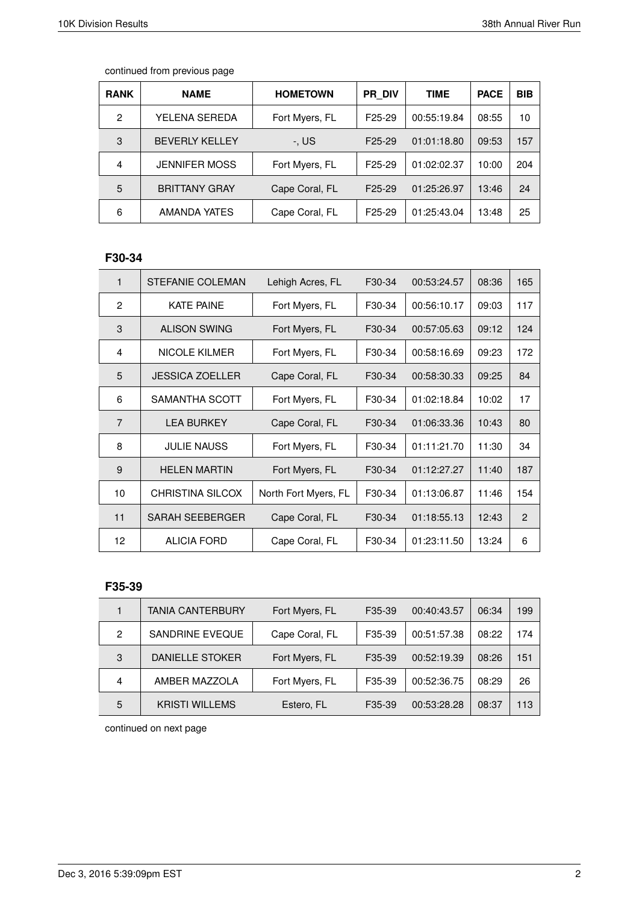continued from previous page

| RANK | NAME | HOMETOWN | PR_DIV | TIME | PACE | BIB |
|---|---|---|---|---|---|---|
| 2 | YELENA SEREDA | Fort Myers, FL | F25-29 | 00:55:19.84 | 08:55 | 10 |
| 3 | BEVERLY KELLEY | -, US | F25-29 | 01:01:18.80 | 09:53 | 157 |
| 4 | JENNIFER MOSS | Fort Myers, FL | F25-29 | 01:02:02.37 | 10:00 | 204 |
| 5 | BRITTANY GRAY | Cape Coral, FL | F25-29 | 01:25:26.97 | 13:46 | 24 |
| 6 | AMANDA YATES | Cape Coral, FL | F25-29 | 01:25:43.04 | 13:48 | 25 |

### F30-34

| RANK | NAME | HOMETOWN | PR_DIV | TIME | PACE | BIB |
|---|---|---|---|---|---|---|
| 1 | STEFANIE COLEMAN | Lehigh Acres, FL | F30-34 | 00:53:24.57 | 08:36 | 165 |
| 2 | KATE PAINE | Fort Myers, FL | F30-34 | 00:56:10.17 | 09:03 | 117 |
| 3 | ALISON SWING | Fort Myers, FL | F30-34 | 00:57:05.63 | 09:12 | 124 |
| 4 | NICOLE KILMER | Fort Myers, FL | F30-34 | 00:58:16.69 | 09:23 | 172 |
| 5 | JESSICA ZOELLER | Cape Coral, FL | F30-34 | 00:58:30.33 | 09:25 | 84 |
| 6 | SAMANTHA SCOTT | Fort Myers, FL | F30-34 | 01:02:18.84 | 10:02 | 17 |
| 7 | LEA BURKEY | Cape Coral, FL | F30-34 | 01:06:33.36 | 10:43 | 80 |
| 8 | JULIE NAUSS | Fort Myers, FL | F30-34 | 01:11:21.70 | 11:30 | 34 |
| 9 | HELEN MARTIN | Fort Myers, FL | F30-34 | 01:12:27.27 | 11:40 | 187 |
| 10 | CHRISTINA SILCOX | North Fort Myers, FL | F30-34 | 01:13:06.87 | 11:46 | 154 |
| 11 | SARAH SEEBERGER | Cape Coral, FL | F30-34 | 01:18:55.13 | 12:43 | 2 |
| 12 | ALICIA FORD | Cape Coral, FL | F30-34 | 01:23:11.50 | 13:24 | 6 |

### F35-39

| RANK | NAME | HOMETOWN | PR_DIV | TIME | PACE | BIB |
|---|---|---|---|---|---|---|
| 1 | TANIA CANTERBURY | Fort Myers, FL | F35-39 | 00:40:43.57 | 06:34 | 199 |
| 2 | SANDRINE EVEQUE | Cape Coral, FL | F35-39 | 00:51:57.38 | 08:22 | 174 |
| 3 | DANIELLE STOKER | Fort Myers, FL | F35-39 | 00:52:19.39 | 08:26 | 151 |
| 4 | AMBER MAZZOLA | Fort Myers, FL | F35-39 | 00:52:36.75 | 08:29 | 26 |
| 5 | KRISTI WILLEMS | Estero, FL | F35-39 | 00:53:28.28 | 08:37 | 113 |

continued on next page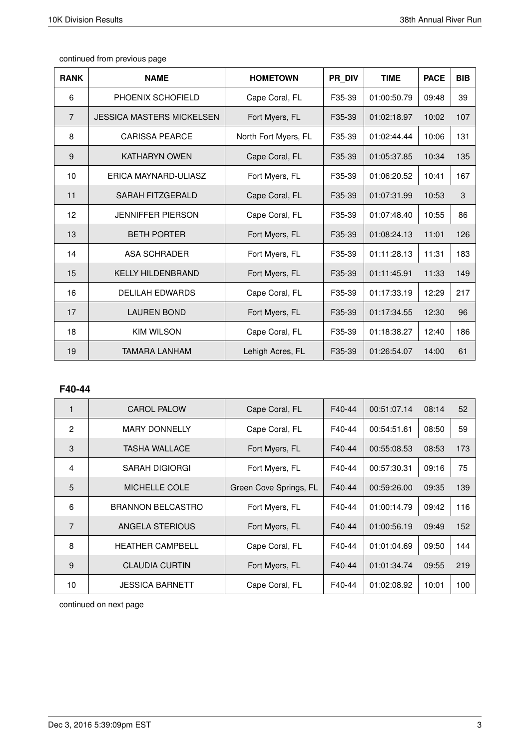continued from previous page

| RANK | NAME | HOMETOWN | PR_DIV | TIME | PACE | BIB |
|---|---|---|---|---|---|---|
| 6 | PHOENIX SCHOFIELD | Cape Coral, FL | F35-39 | 01:00:50.79 | 09:48 | 39 |
| 7 | JESSICA MASTERS MICKELSEN | Fort Myers, FL | F35-39 | 01:02:18.97 | 10:02 | 107 |
| 8 | CARISSA PEARCE | North Fort Myers, FL | F35-39 | 01:02:44.44 | 10:06 | 131 |
| 9 | KATHARYN OWEN | Cape Coral, FL | F35-39 | 01:05:37.85 | 10:34 | 135 |
| 10 | ERICA MAYNARD-ULIASZ | Fort Myers, FL | F35-39 | 01:06:20.52 | 10:41 | 167 |
| 11 | SARAH FITZGERALD | Cape Coral, FL | F35-39 | 01:07:31.99 | 10:53 | 3 |
| 12 | JENNIFFER PIERSON | Cape Coral, FL | F35-39 | 01:07:48.40 | 10:55 | 86 |
| 13 | BETH PORTER | Fort Myers, FL | F35-39 | 01:08:24.13 | 11:01 | 126 |
| 14 | ASA SCHRADER | Fort Myers, FL | F35-39 | 01:11:28.13 | 11:31 | 183 |
| 15 | KELLY HILDENBRAND | Fort Myers, FL | F35-39 | 01:11:45.91 | 11:33 | 149 |
| 16 | DELILAH EDWARDS | Cape Coral, FL | F35-39 | 01:17:33.19 | 12:29 | 217 |
| 17 | LAUREN BOND | Fort Myers, FL | F35-39 | 01:17:34.55 | 12:30 | 96 |
| 18 | KIM WILSON | Cape Coral, FL | F35-39 | 01:18:38.27 | 12:40 | 186 |
| 19 | TAMARA LANHAM | Lehigh Acres, FL | F35-39 | 01:26:54.07 | 14:00 | 61 |

### F40-44

| RANK | NAME | HOMETOWN | PR_DIV | TIME | PACE | BIB |
|---|---|---|---|---|---|---|
| 1 | CAROL PALOW | Cape Coral, FL | F40-44 | 00:51:07.14 | 08:14 | 52 |
| 2 | MARY DONNELLY | Cape Coral, FL | F40-44 | 00:54:51.61 | 08:50 | 59 |
| 3 | TASHA WALLACE | Fort Myers, FL | F40-44 | 00:55:08.53 | 08:53 | 173 |
| 4 | SARAH DIGIORGI | Fort Myers, FL | F40-44 | 00:57:30.31 | 09:16 | 75 |
| 5 | MICHELLE COLE | Green Cove Springs, FL | F40-44 | 00:59:26.00 | 09:35 | 139 |
| 6 | BRANNON BELCASTRO | Fort Myers, FL | F40-44 | 01:00:14.79 | 09:42 | 116 |
| 7 | ANGELA STERIOUS | Fort Myers, FL | F40-44 | 01:00:56.19 | 09:49 | 152 |
| 8 | HEATHER CAMPBELL | Cape Coral, FL | F40-44 | 01:01:04.69 | 09:50 | 144 |
| 9 | CLAUDIA CURTIN | Fort Myers, FL | F40-44 | 01:01:34.74 | 09:55 | 219 |
| 10 | JESSICA BARNETT | Cape Coral, FL | F40-44 | 01:02:08.92 | 10:01 | 100 |

continued on next page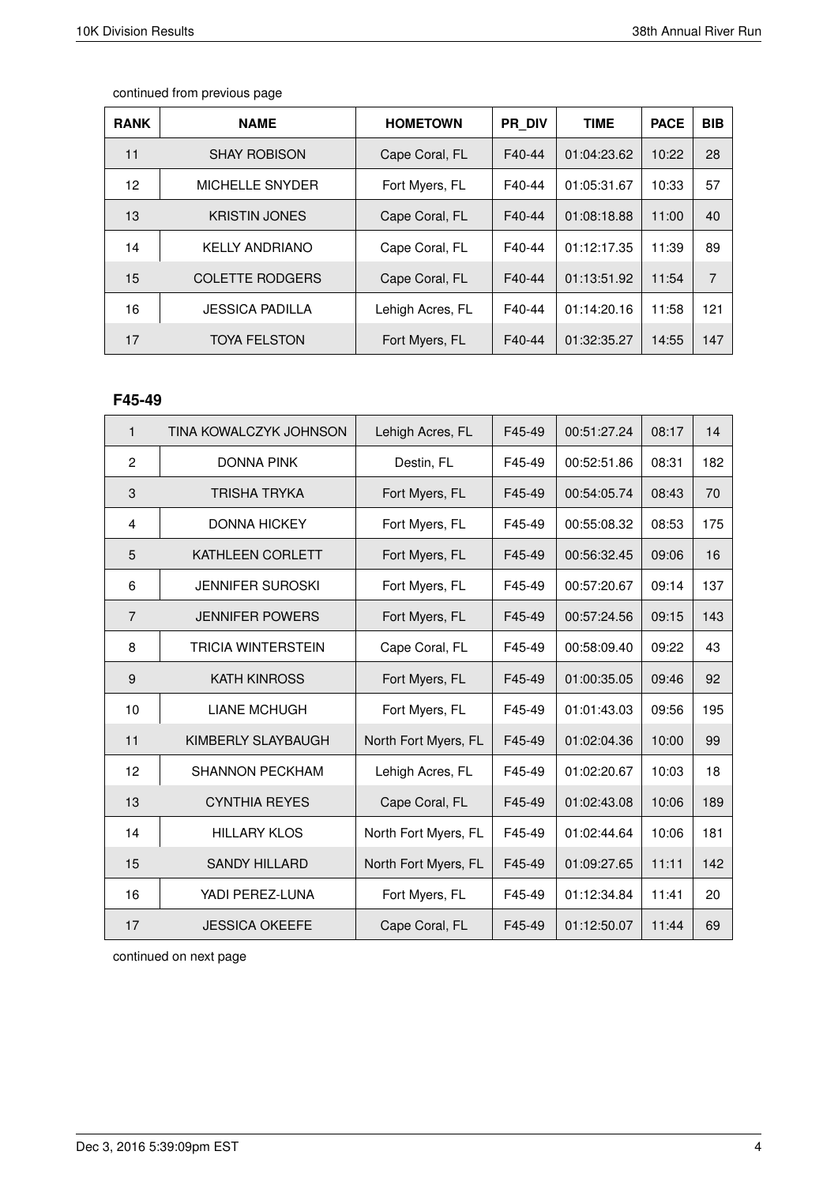continued from previous page

| RANK | NAME | HOMETOWN | PR_DIV | TIME | PACE | BIB |
|---|---|---|---|---|---|---|
| 11 | SHAY ROBISON | Cape Coral, FL | F40-44 | 01:04:23.62 | 10:22 | 28 |
| 12 | MICHELLE SNYDER | Fort Myers, FL | F40-44 | 01:05:31.67 | 10:33 | 57 |
| 13 | KRISTIN JONES | Cape Coral, FL | F40-44 | 01:08:18.88 | 11:00 | 40 |
| 14 | KELLY ANDRIANO | Cape Coral, FL | F40-44 | 01:12:17.35 | 11:39 | 89 |
| 15 | COLETTE RODGERS | Cape Coral, FL | F40-44 | 01:13:51.92 | 11:54 | 7 |
| 16 | JESSICA PADILLA | Lehigh Acres, FL | F40-44 | 01:14:20.16 | 11:58 | 121 |
| 17 | TOYA FELSTON | Fort Myers, FL | F40-44 | 01:32:35.27 | 14:55 | 147 |

### F45-49

| RANK | NAME | HOMETOWN | PR_DIV | TIME | PACE | BIB |
|---|---|---|---|---|---|---|
| 1 | TINA KOWALCZYK JOHNSON | Lehigh Acres, FL | F45-49 | 00:51:27.24 | 08:17 | 14 |
| 2 | DONNA PINK | Destin, FL | F45-49 | 00:52:51.86 | 08:31 | 182 |
| 3 | TRISHA TRYKA | Fort Myers, FL | F45-49 | 00:54:05.74 | 08:43 | 70 |
| 4 | DONNA HICKEY | Fort Myers, FL | F45-49 | 00:55:08.32 | 08:53 | 175 |
| 5 | KATHLEEN CORLETT | Fort Myers, FL | F45-49 | 00:56:32.45 | 09:06 | 16 |
| 6 | JENNIFER SUROSKI | Fort Myers, FL | F45-49 | 00:57:20.67 | 09:14 | 137 |
| 7 | JENNIFER POWERS | Fort Myers, FL | F45-49 | 00:57:24.56 | 09:15 | 143 |
| 8 | TRICIA WINTERSTEIN | Cape Coral, FL | F45-49 | 00:58:09.40 | 09:22 | 43 |
| 9 | KATH KINROSS | Fort Myers, FL | F45-49 | 01:00:35.05 | 09:46 | 92 |
| 10 | LIANE MCHUGH | Fort Myers, FL | F45-49 | 01:01:43.03 | 09:56 | 195 |
| 11 | KIMBERLY SLAYBAUGH | North Fort Myers, FL | F45-49 | 01:02:04.36 | 10:00 | 99 |
| 12 | SHANNON PECKHAM | Lehigh Acres, FL | F45-49 | 01:02:20.67 | 10:03 | 18 |
| 13 | CYNTHIA REYES | Cape Coral, FL | F45-49 | 01:02:43.08 | 10:06 | 189 |
| 14 | HILLARY KLOS | North Fort Myers, FL | F45-49 | 01:02:44.64 | 10:06 | 181 |
| 15 | SANDY HILLARD | North Fort Myers, FL | F45-49 | 01:09:27.65 | 11:11 | 142 |
| 16 | YADI PEREZ-LUNA | Fort Myers, FL | F45-49 | 01:12:34.84 | 11:41 | 20 |
| 17 | JESSICA OKEEFE | Cape Coral, FL | F45-49 | 01:12:50.07 | 11:44 | 69 |

continued on next page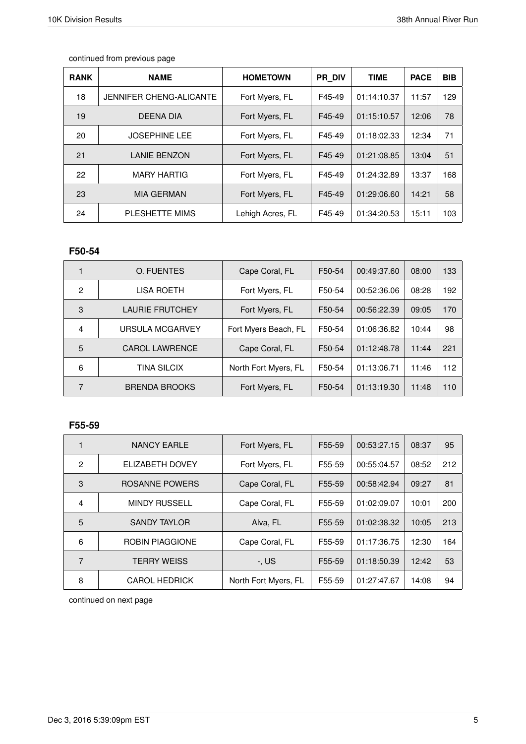continued from previous page

| RANK | NAME | HOMETOWN | PR_DIV | TIME | PACE | BIB |
|---|---|---|---|---|---|---|
| 18 | JENNIFER CHENG-ALICANTE | Fort Myers, FL | F45-49 | 01:14:10.37 | 11:57 | 129 |
| 19 | DEENA DIA | Fort Myers, FL | F45-49 | 01:15:10.57 | 12:06 | 78 |
| 20 | JOSEPHINE LEE | Fort Myers, FL | F45-49 | 01:18:02.33 | 12:34 | 71 |
| 21 | LANIE BENZON | Fort Myers, FL | F45-49 | 01:21:08.85 | 13:04 | 51 |
| 22 | MARY HARTIG | Fort Myers, FL | F45-49 | 01:24:32.89 | 13:37 | 168 |
| 23 | MIA GERMAN | Fort Myers, FL | F45-49 | 01:29:06.60 | 14:21 | 58 |
| 24 | PLESHETTE MIMS | Lehigh Acres, FL | F45-49 | 01:34:20.53 | 15:11 | 103 |

### F50-54

| RANK | NAME | HOMETOWN | PR_DIV | TIME | PACE | BIB |
|---|---|---|---|---|---|---|
| 1 | O. FUENTES | Cape Coral, FL | F50-54 | 00:49:37.60 | 08:00 | 133 |
| 2 | LISA ROETH | Fort Myers, FL | F50-54 | 00:52:36.06 | 08:28 | 192 |
| 3 | LAURIE FRUTCHEY | Fort Myers, FL | F50-54 | 00:56:22.39 | 09:05 | 170 |
| 4 | URSULA MCGARVEY | Fort Myers Beach, FL | F50-54 | 01:06:36.82 | 10:44 | 98 |
| 5 | CAROL LAWRENCE | Cape Coral, FL | F50-54 | 01:12:48.78 | 11:44 | 221 |
| 6 | TINA SILCIX | North Fort Myers, FL | F50-54 | 01:13:06.71 | 11:46 | 112 |
| 7 | BRENDA BROOKS | Fort Myers, FL | F50-54 | 01:13:19.30 | 11:48 | 110 |

### F55-59

| RANK | NAME | HOMETOWN | PR_DIV | TIME | PACE | BIB |
|---|---|---|---|---|---|---|
| 1 | NANCY EARLE | Fort Myers, FL | F55-59 | 00:53:27.15 | 08:37 | 95 |
| 2 | ELIZABETH DOVEY | Fort Myers, FL | F55-59 | 00:55:04.57 | 08:52 | 212 |
| 3 | ROSANNE POWERS | Cape Coral, FL | F55-59 | 00:58:42.94 | 09:27 | 81 |
| 4 | MINDY RUSSELL | Cape Coral, FL | F55-59 | 01:02:09.07 | 10:01 | 200 |
| 5 | SANDY TAYLOR | Alva, FL | F55-59 | 01:02:38.32 | 10:05 | 213 |
| 6 | ROBIN PIAGGIONE | Cape Coral, FL | F55-59 | 01:17:36.75 | 12:30 | 164 |
| 7 | TERRY WEISS | -, US | F55-59 | 01:18:50.39 | 12:42 | 53 |
| 8 | CAROL HEDRICK | North Fort Myers, FL | F55-59 | 01:27:47.67 | 14:08 | 94 |

continued on next page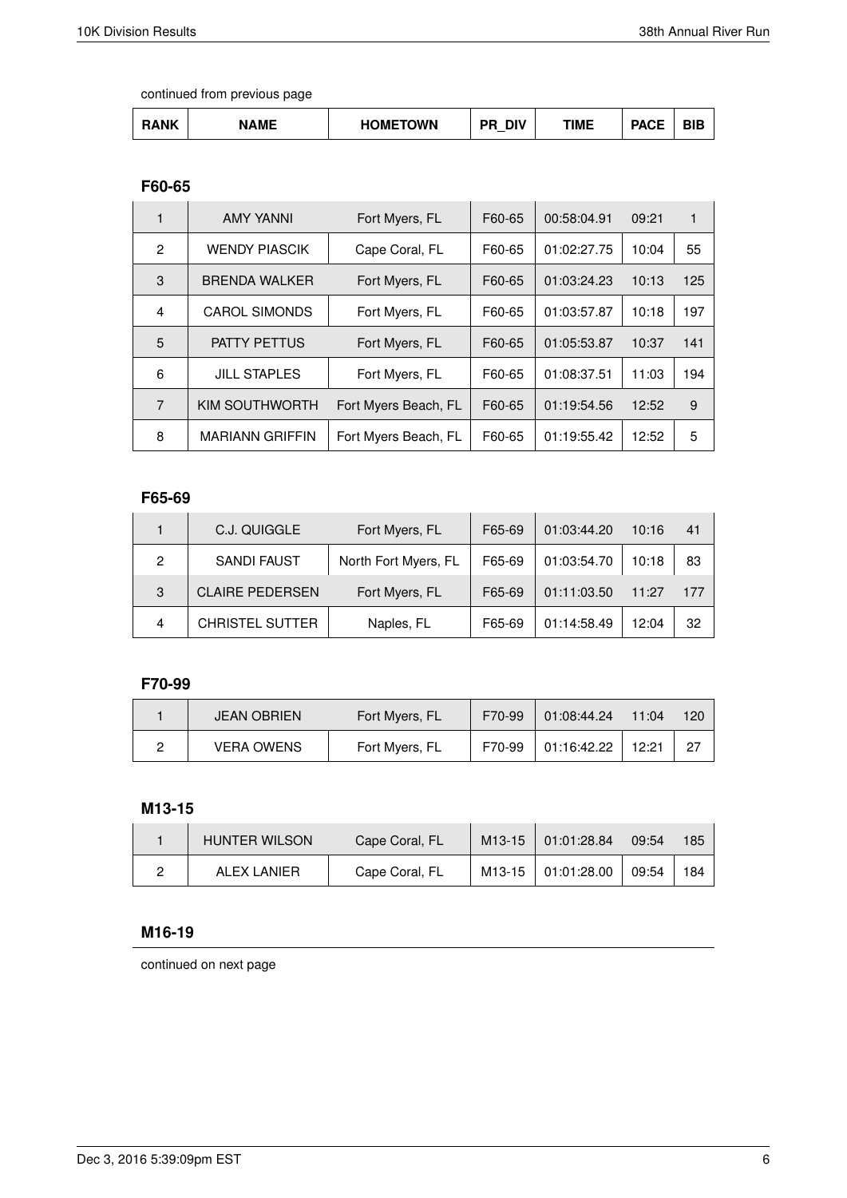continued from previous page

| RANK | NAME | HOMETOWN | PR_DIV | TIME | PACE | BIB |
|---|---|---|---|---|---|---|

### F60-65

| RANK | NAME | HOMETOWN | PR_DIV | TIME | PACE | BIB |
|---|---|---|---|---|---|---|
| 1 | AMY YANNI | Fort Myers, FL | F60-65 | 00:58:04.91 | 09:21 | 1 |
| 2 | WENDY PIASCIK | Cape Coral, FL | F60-65 | 01:02:27.75 | 10:04 | 55 |
| 3 | BRENDA WALKER | Fort Myers, FL | F60-65 | 01:03:24.23 | 10:13 | 125 |
| 4 | CAROL SIMONDS | Fort Myers, FL | F60-65 | 01:03:57.87 | 10:18 | 197 |
| 5 | PATTY PETTUS | Fort Myers, FL | F60-65 | 01:05:53.87 | 10:37 | 141 |
| 6 | JILL STAPLES | Fort Myers, FL | F60-65 | 01:08:37.51 | 11:03 | 194 |
| 7 | KIM SOUTHWORTH | Fort Myers Beach, FL | F60-65 | 01:19:54.56 | 12:52 | 9 |
| 8 | MARIANN GRIFFIN | Fort Myers Beach, FL | F60-65 | 01:19:55.42 | 12:52 | 5 |

### F65-69

| RANK | NAME | HOMETOWN | PR_DIV | TIME | PACE | BIB |
|---|---|---|---|---|---|---|
| 1 | C.J. QUIGGLE | Fort Myers, FL | F65-69 | 01:03:44.20 | 10:16 | 41 |
| 2 | SANDI FAUST | North Fort Myers, FL | F65-69 | 01:03:54.70 | 10:18 | 83 |
| 3 | CLAIRE PEDERSEN | Fort Myers, FL | F65-69 | 01:11:03.50 | 11:27 | 177 |
| 4 | CHRISTEL SUTTER | Naples, FL | F65-69 | 01:14:58.49 | 12:04 | 32 |

### F70-99

| RANK | NAME | HOMETOWN | PR_DIV | TIME | PACE | BIB |
|---|---|---|---|---|---|---|
| 1 | JEAN OBRIEN | Fort Myers, FL | F70-99 | 01:08:44.24 | 11:04 | 120 |
| 2 | VERA OWENS | Fort Myers, FL | F70-99 | 01:16:42.22 | 12:21 | 27 |

### M13-15

| RANK | NAME | HOMETOWN | PR_DIV | TIME | PACE | BIB |
|---|---|---|---|---|---|---|
| 1 | HUNTER WILSON | Cape Coral, FL | M13-15 | 01:01:28.84 | 09:54 | 185 |
| 2 | ALEX LANIER | Cape Coral, FL | M13-15 | 01:01:28.00 | 09:54 | 184 |

### M16-19

continued on next page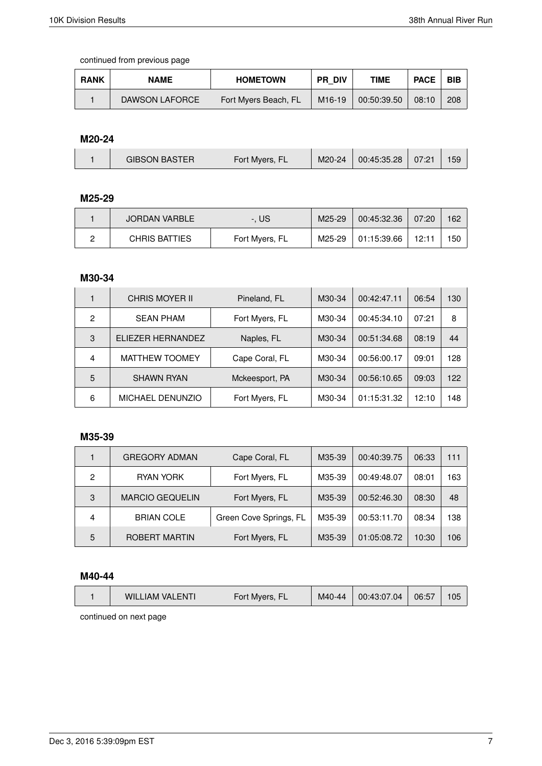continued from previous page

| RANK | NAME | HOMETOWN | PR_DIV | TIME | PACE | BIB |
|---|---|---|---|---|---|---|
| 1 | DAWSON LAFORCE | Fort Myers Beach, FL | M16-19 | 00:50:39.50 | 08:10 | 208 |

### M20-24

| RANK | NAME | HOMETOWN | PR_DIV | TIME | PACE | BIB |
|---|---|---|---|---|---|---|
| 1 | GIBSON BASTER | Fort Myers, FL | M20-24 | 00:45:35.28 | 07:21 | 159 |

### M25-29

| RANK | NAME | HOMETOWN | PR_DIV | TIME | PACE | BIB |
|---|---|---|---|---|---|---|
| 1 | JORDAN VARBLE | -, US | M25-29 | 00:45:32.36 | 07:20 | 162 |
| 2 | CHRIS BATTIES | Fort Myers, FL | M25-29 | 01:15:39.66 | 12:11 | 150 |

### M30-34

| RANK | NAME | HOMETOWN | PR_DIV | TIME | PACE | BIB |
|---|---|---|---|---|---|---|
| 1 | CHRIS MOYER II | Pineland, FL | M30-34 | 00:42:47.11 | 06:54 | 130 |
| 2 | SEAN PHAM | Fort Myers, FL | M30-34 | 00:45:34.10 | 07:21 | 8 |
| 3 | ELIEZER HERNANDEZ | Naples, FL | M30-34 | 00:51:34.68 | 08:19 | 44 |
| 4 | MATTHEW TOOMEY | Cape Coral, FL | M30-34 | 00:56:00.17 | 09:01 | 128 |
| 5 | SHAWN RYAN | Mckeesport, PA | M30-34 | 00:56:10.65 | 09:03 | 122 |
| 6 | MICHAEL DENUNZIO | Fort Myers, FL | M30-34 | 01:15:31.32 | 12:10 | 148 |

### M35-39

| RANK | NAME | HOMETOWN | PR_DIV | TIME | PACE | BIB |
|---|---|---|---|---|---|---|
| 1 | GREGORY ADMAN | Cape Coral, FL | M35-39 | 00:40:39.75 | 06:33 | 111 |
| 2 | RYAN YORK | Fort Myers, FL | M35-39 | 00:49:48.07 | 08:01 | 163 |
| 3 | MARCIO GEQUELIN | Fort Myers, FL | M35-39 | 00:52:46.30 | 08:30 | 48 |
| 4 | BRIAN COLE | Green Cove Springs, FL | M35-39 | 00:53:11.70 | 08:34 | 138 |
| 5 | ROBERT MARTIN | Fort Myers, FL | M35-39 | 01:05:08.72 | 10:30 | 106 |

### M40-44

| RANK | NAME | HOMETOWN | PR_DIV | TIME | PACE | BIB |
|---|---|---|---|---|---|---|
| 1 | WILLIAM VALENTI | Fort Myers, FL | M40-44 | 00:43:07.04 | 06:57 | 105 |

continued on next page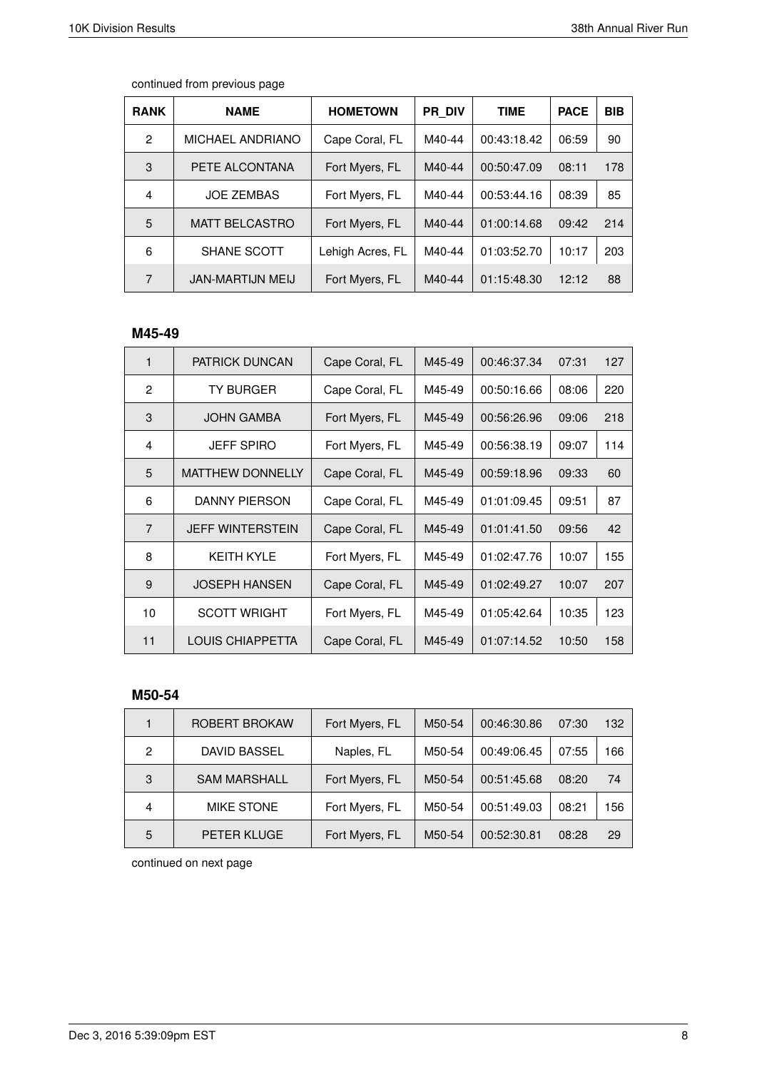continued from previous page

| RANK | NAME | HOMETOWN | PR_DIV | TIME | PACE | BIB |
|---|---|---|---|---|---|---|
| 2 | MICHAEL ANDRIANO | Cape Coral, FL | M40-44 | 00:43:18.42 | 06:59 | 90 |
| 3 | PETE ALCONTANA | Fort Myers, FL | M40-44 | 00:50:47.09 | 08:11 | 178 |
| 4 | JOE ZEMBAS | Fort Myers, FL | M40-44 | 00:53:44.16 | 08:39 | 85 |
| 5 | MATT BELCASTRO | Fort Myers, FL | M40-44 | 01:00:14.68 | 09:42 | 214 |
| 6 | SHANE SCOTT | Lehigh Acres, FL | M40-44 | 01:03:52.70 | 10:17 | 203 |
| 7 | JAN-MARTIJN MEIJ | Fort Myers, FL | M40-44 | 01:15:48.30 | 12:12 | 88 |

### M45-49

| RANK | NAME | HOMETOWN | PR_DIV | TIME | PACE | BIB |
|---|---|---|---|---|---|---|
| 1 | PATRICK DUNCAN | Cape Coral, FL | M45-49 | 00:46:37.34 | 07:31 | 127 |
| 2 | TY BURGER | Cape Coral, FL | M45-49 | 00:50:16.66 | 08:06 | 220 |
| 3 | JOHN GAMBA | Fort Myers, FL | M45-49 | 00:56:26.96 | 09:06 | 218 |
| 4 | JEFF SPIRO | Fort Myers, FL | M45-49 | 00:56:38.19 | 09:07 | 114 |
| 5 | MATTHEW DONNELLY | Cape Coral, FL | M45-49 | 00:59:18.96 | 09:33 | 60 |
| 6 | DANNY PIERSON | Cape Coral, FL | M45-49 | 01:01:09.45 | 09:51 | 87 |
| 7 | JEFF WINTERSTEIN | Cape Coral, FL | M45-49 | 01:01:41.50 | 09:56 | 42 |
| 8 | KEITH KYLE | Fort Myers, FL | M45-49 | 01:02:47.76 | 10:07 | 155 |
| 9 | JOSEPH HANSEN | Cape Coral, FL | M45-49 | 01:02:49.27 | 10:07 | 207 |
| 10 | SCOTT WRIGHT | Fort Myers, FL | M45-49 | 01:05:42.64 | 10:35 | 123 |
| 11 | LOUIS CHIAPPETTA | Cape Coral, FL | M45-49 | 01:07:14.52 | 10:50 | 158 |

### M50-54

| RANK | NAME | HOMETOWN | PR_DIV | TIME | PACE | BIB |
|---|---|---|---|---|---|---|
| 1 | ROBERT BROKAW | Fort Myers, FL | M50-54 | 00:46:30.86 | 07:30 | 132 |
| 2 | DAVID BASSEL | Naples, FL | M50-54 | 00:49:06.45 | 07:55 | 166 |
| 3 | SAM MARSHALL | Fort Myers, FL | M50-54 | 00:51:45.68 | 08:20 | 74 |
| 4 | MIKE STONE | Fort Myers, FL | M50-54 | 00:51:49.03 | 08:21 | 156 |
| 5 | PETER KLUGE | Fort Myers, FL | M50-54 | 00:52:30.81 | 08:28 | 29 |

continued on next page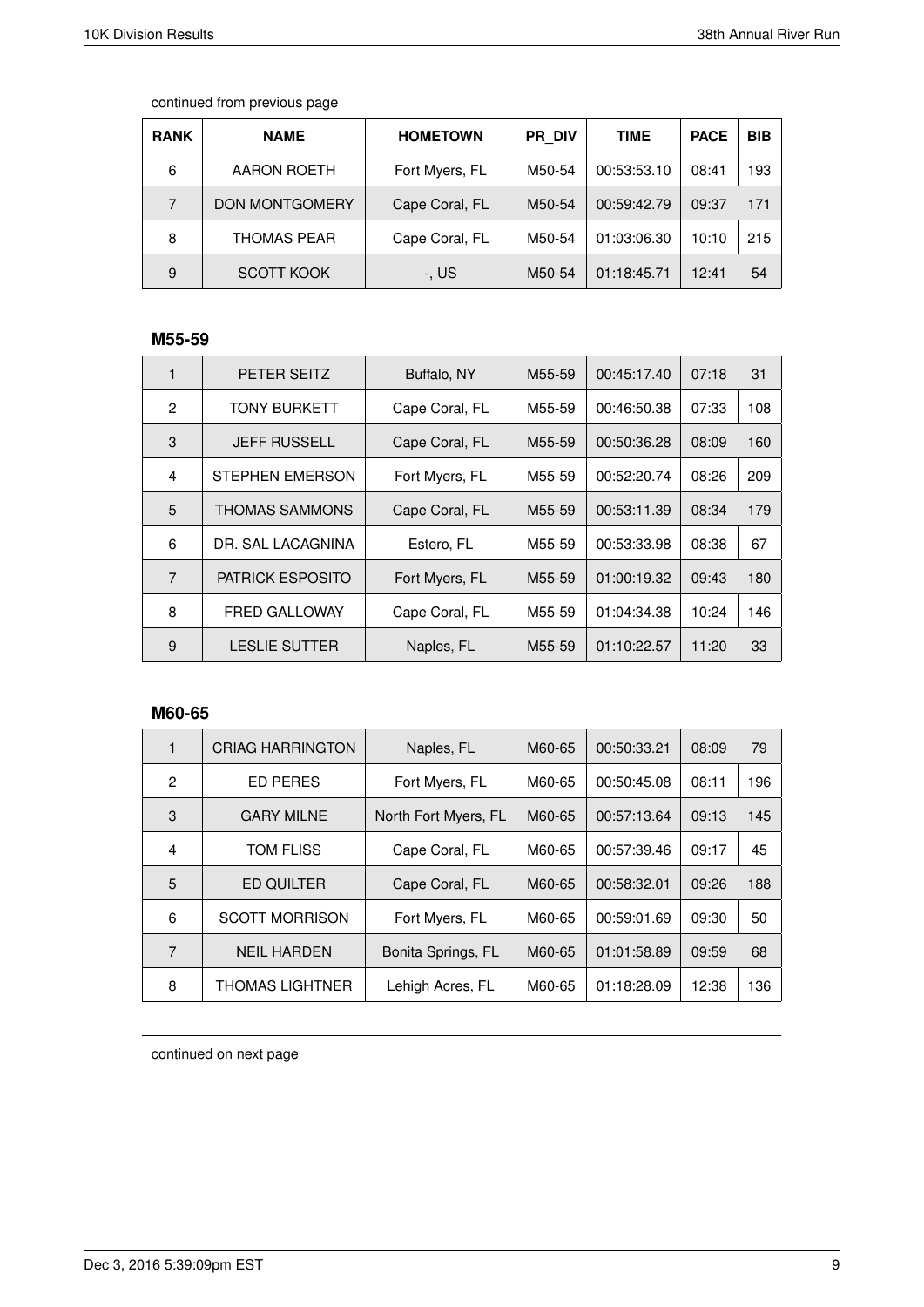continued from previous page

| RANK | NAME | HOMETOWN | PR_DIV | TIME | PACE | BIB |
|---|---|---|---|---|---|---|
| 6 | AARON ROETH | Fort Myers, FL | M50-54 | 00:53:53.10 | 08:41 | 193 |
| 7 | DON MONTGOMERY | Cape Coral, FL | M50-54 | 00:59:42.79 | 09:37 | 171 |
| 8 | THOMAS PEAR | Cape Coral, FL | M50-54 | 01:03:06.30 | 10:10 | 215 |
| 9 | SCOTT KOOK | -, US | M50-54 | 01:18:45.71 | 12:41 | 54 |

### M55-59

| RANK | NAME | HOMETOWN | PR_DIV | TIME | PACE | BIB |
|---|---|---|---|---|---|---|
| 1 | PETER SEITZ | Buffalo, NY | M55-59 | 00:45:17.40 | 07:18 | 31 |
| 2 | TONY BURKETT | Cape Coral, FL | M55-59 | 00:46:50.38 | 07:33 | 108 |
| 3 | JEFF RUSSELL | Cape Coral, FL | M55-59 | 00:50:36.28 | 08:09 | 160 |
| 4 | STEPHEN EMERSON | Fort Myers, FL | M55-59 | 00:52:20.74 | 08:26 | 209 |
| 5 | THOMAS SAMMONS | Cape Coral, FL | M55-59 | 00:53:11.39 | 08:34 | 179 |
| 6 | DR. SAL LACAGNINA | Estero, FL | M55-59 | 00:53:33.98 | 08:38 | 67 |
| 7 | PATRICK ESPOSITO | Fort Myers, FL | M55-59 | 01:00:19.32 | 09:43 | 180 |
| 8 | FRED GALLOWAY | Cape Coral, FL | M55-59 | 01:04:34.38 | 10:24 | 146 |
| 9 | LESLIE SUTTER | Naples, FL | M55-59 | 01:10:22.57 | 11:20 | 33 |

### M60-65

| RANK | NAME | HOMETOWN | PR_DIV | TIME | PACE | BIB |
|---|---|---|---|---|---|---|
| 1 | CRIAG HARRINGTON | Naples, FL | M60-65 | 00:50:33.21 | 08:09 | 79 |
| 2 | ED PERES | Fort Myers, FL | M60-65 | 00:50:45.08 | 08:11 | 196 |
| 3 | GARY MILNE | North Fort Myers, FL | M60-65 | 00:57:13.64 | 09:13 | 145 |
| 4 | TOM FLISS | Cape Coral, FL | M60-65 | 00:57:39.46 | 09:17 | 45 |
| 5 | ED QUILTER | Cape Coral, FL | M60-65 | 00:58:32.01 | 09:26 | 188 |
| 6 | SCOTT MORRISON | Fort Myers, FL | M60-65 | 00:59:01.69 | 09:30 | 50 |
| 7 | NEIL HARDEN | Bonita Springs, FL | M60-65 | 01:01:58.89 | 09:59 | 68 |
| 8 | THOMAS LIGHTNER | Lehigh Acres, FL | M60-65 | 01:18:28.09 | 12:38 | 136 |

continued on next page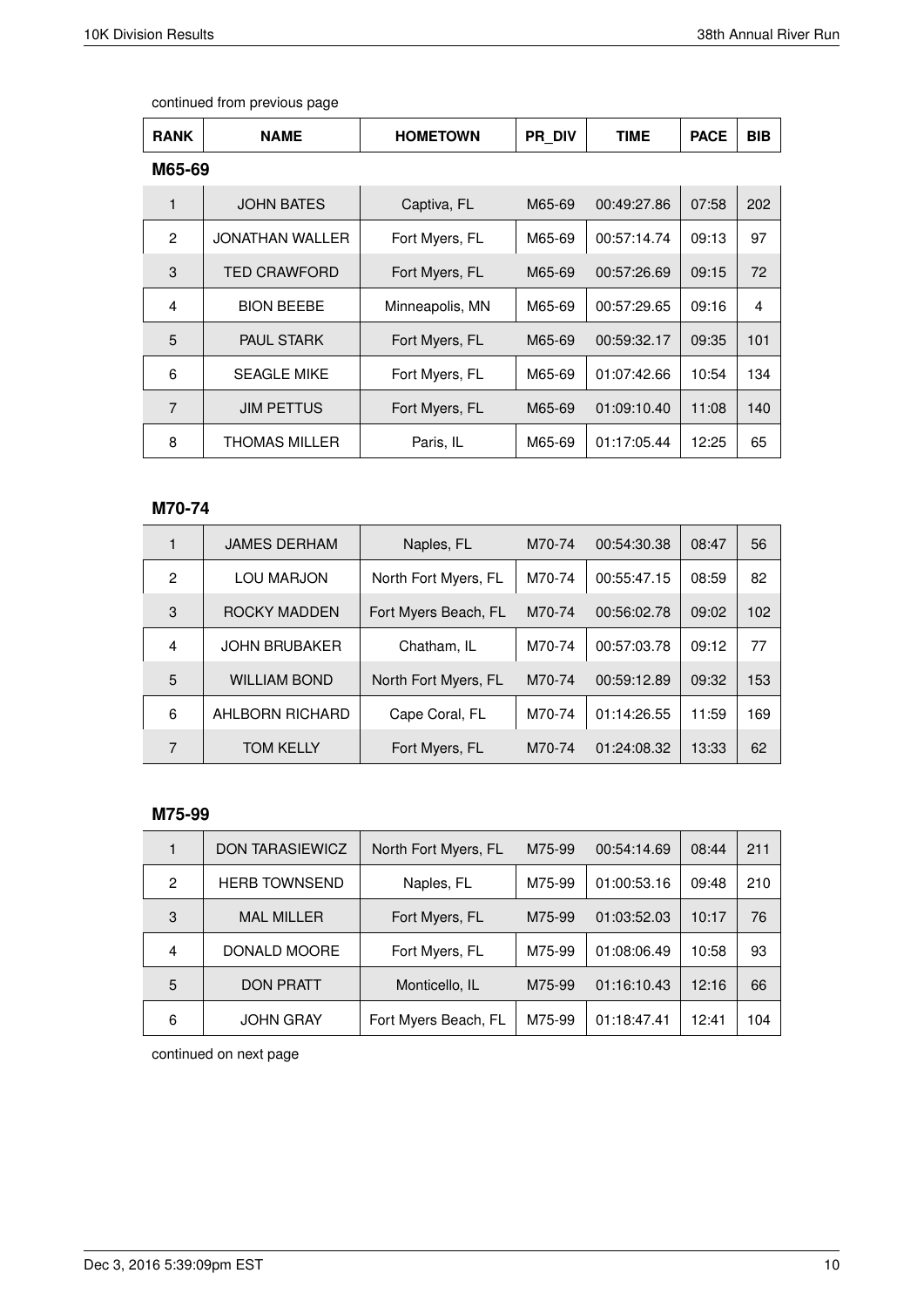continued from previous page

| RANK | NAME | HOMETOWN | PR_DIV | TIME | PACE | BIB |
|---|---|---|---|---|---|---|

**M65-69**

| RANK | NAME | HOMETOWN | PR_DIV | TIME | PACE | BIB |
|---|---|---|---|---|---|---|
| 1 | JOHN BATES | Captiva, FL | M65-69 | 00:49:27.86 | 07:58 | 202 |
| 2 | JONATHAN WALLER | Fort Myers, FL | M65-69 | 00:57:14.74 | 09:13 | 97 |
| 3 | TED CRAWFORD | Fort Myers, FL | M65-69 | 00:57:26.69 | 09:15 | 72 |
| 4 | BION BEEBE | Minneapolis, MN | M65-69 | 00:57:29.65 | 09:16 | 4 |
| 5 | PAUL STARK | Fort Myers, FL | M65-69 | 00:59:32.17 | 09:35 | 101 |
| 6 | SEAGLE MIKE | Fort Myers, FL | M65-69 | 01:07:42.66 | 10:54 | 134 |
| 7 | JIM PETTUS | Fort Myers, FL | M65-69 | 01:09:10.40 | 11:08 | 140 |
| 8 | THOMAS MILLER | Paris, IL | M65-69 | 01:17:05.44 | 12:25 | 65 |

**M70-74**

| RANK | NAME | HOMETOWN | PR_DIV | TIME | PACE | BIB |
|---|---|---|---|---|---|---|
| 1 | JAMES DERHAM | Naples, FL | M70-74 | 00:54:30.38 | 08:47 | 56 |
| 2 | LOU MARJON | North Fort Myers, FL | M70-74 | 00:55:47.15 | 08:59 | 82 |
| 3 | ROCKY MADDEN | Fort Myers Beach, FL | M70-74 | 00:56:02.78 | 09:02 | 102 |
| 4 | JOHN BRUBAKER | Chatham, IL | M70-74 | 00:57:03.78 | 09:12 | 77 |
| 5 | WILLIAM BOND | North Fort Myers, FL | M70-74 | 00:59:12.89 | 09:32 | 153 |
| 6 | AHLBORN RICHARD | Cape Coral, FL | M70-74 | 01:14:26.55 | 11:59 | 169 |
| 7 | TOM KELLY | Fort Myers, FL | M70-74 | 01:24:08.32 | 13:33 | 62 |

**M75-99**

| RANK | NAME | HOMETOWN | PR_DIV | TIME | PACE | BIB |
|---|---|---|---|---|---|---|
| 1 | DON TARASIEWICZ | North Fort Myers, FL | M75-99 | 00:54:14.69 | 08:44 | 211 |
| 2 | HERB TOWNSEND | Naples, FL | M75-99 | 01:00:53.16 | 09:48 | 210 |
| 3 | MAL MILLER | Fort Myers, FL | M75-99 | 01:03:52.03 | 10:17 | 76 |
| 4 | DONALD MOORE | Fort Myers, FL | M75-99 | 01:08:06.49 | 10:58 | 93 |
| 5 | DON PRATT | Monticello, IL | M75-99 | 01:16:10.43 | 12:16 | 66 |
| 6 | JOHN GRAY | Fort Myers Beach, FL | M75-99 | 01:18:47.41 | 12:41 | 104 |

continued on next page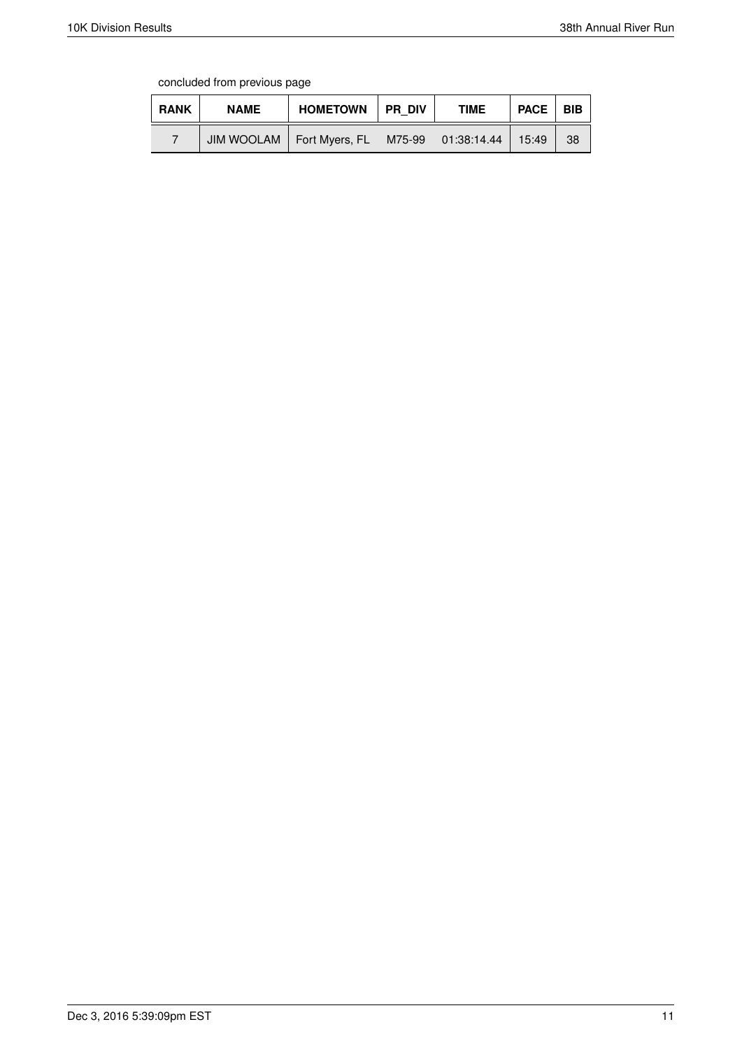concluded from previous page

| RANK | NAME | HOMETOWN | PR_DIV | TIME | PACE | BIB |
|---|---|---|---|---|---|---|
| 7 | JIM WOOLAM | Fort Myers, FL | M75-99 | 01:38:14.44 | 15:49 | 38 |

Dec 3, 2016 5:39:09pm EST